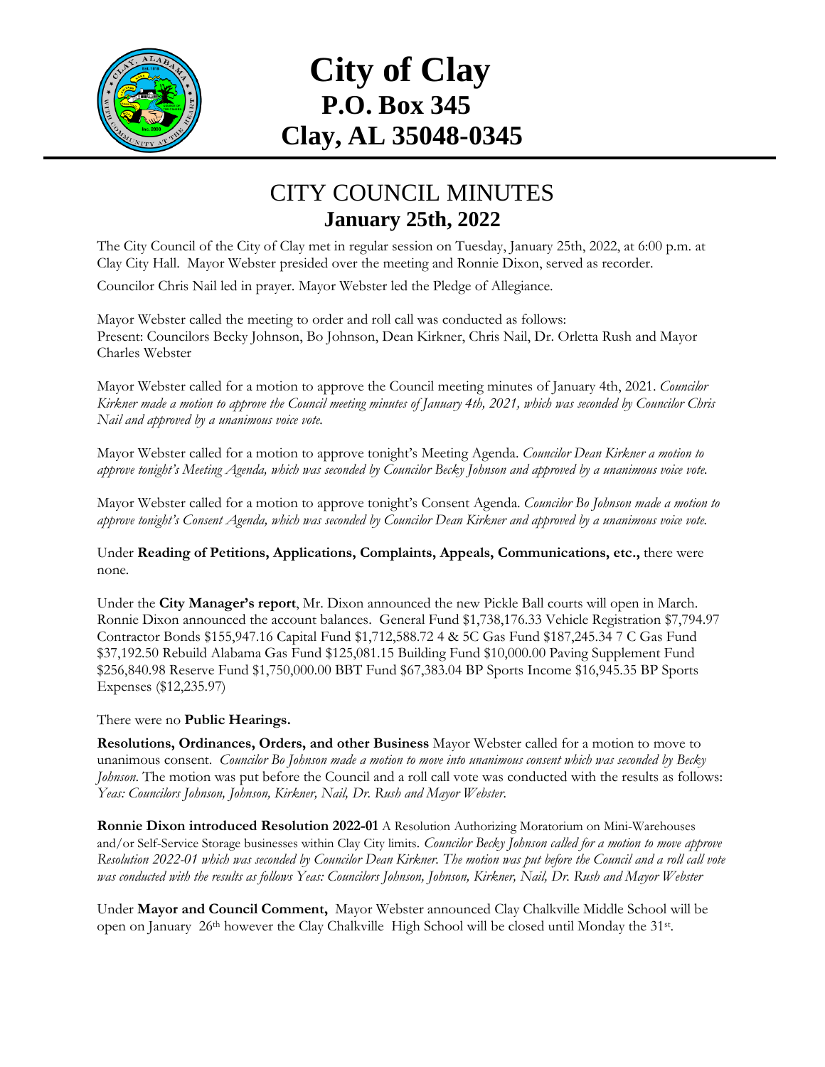# City of Clay
## P.O. Box 345
## Clay, AL 35048-0345

---

## CITY COUNCIL MINUTES
### January 25th, 2022

The City Council of the City of Clay met in regular session on Tuesday, January 25th, 2022, at 6:00 p.m. at Clay City Hall. Mayor Webster presided over the meeting and Ronnie Dixon, served as recorder.

Councilor Chris Nail led in prayer. Mayor Webster led the Pledge of Allegiance.

Mayor Webster called the meeting to order and roll call was conducted as follows:
Present: Councilors Becky Johnson, Bo Johnson, Dean Kirkner, Chris Nail, Dr. Orletta Rush and Mayor Charles Webster

Mayor Webster called for a motion to approve the Council meeting minutes of January 4th, 2021. *Councilor Kirkner made a motion to approve the Council meeting minutes of January 4th, 2021, which was seconded by Councilor Chris Nail and approved by a unanimous voice vote.*

Mayor Webster called for a motion to approve tonight's Meeting Agenda. *Councilor Dean Kirkner a motion to approve tonight's Meeting Agenda, which was seconded by Councilor Becky Johnson and approved by a unanimous voice vote.*

Mayor Webster called for a motion to approve tonight's Consent Agenda. *Councilor Bo Johnson made a motion to approve tonight's Consent Agenda, which was seconded by Councilor Dean Kirkner and approved by a unanimous voice vote.*

Under **Reading of Petitions, Applications, Complaints, Appeals, Communications, etc.,** there were none.

Under the **City Manager's report**, Mr. Dixon announced the new Pickle Ball courts will open in March. Ronnie Dixon announced the account balances. General Fund $1,738,176.33 Vehicle Registration $7,794.97 Contractor Bonds $155,947.16 Capital Fund $1,712,588.72 4 & 5C Gas Fund $187,245.34 7 C Gas Fund $37,192.50 Rebuild Alabama Gas Fund $125,081.15 Building Fund $10,000.00 Paving Supplement Fund $256,840.98 Reserve Fund $1,750,000.00 BBT Fund $67,383.04 BP Sports Income $16,945.35 BP Sports Expenses ($12,235.97)

There were no **Public Hearings.**

**Resolutions, Ordinances, Orders, and other Business** Mayor Webster called for a motion to move to unanimous consent. *Councilor Bo Johnson made a motion to move into unanimous consent which was seconded by Becky Johnson.* The motion was put before the Council and a roll call vote was conducted with the results as follows: *Yeas: Councilors Johnson, Johnson, Kirkner, Nail, Dr. Rush and Mayor Webster.*

**Ronnie Dixon introduced Resolution 2022-01** A Resolution Authorizing Moratorium on Mini-Warehouses and/or Self-Service Storage businesses within Clay City limits. *Councilor Becky Johnson called for a motion to move approve Resolution 2022-01 which was seconded by Councilor Dean Kirkner. The motion was put before the Council and a roll call vote was conducted with the results as follows Yeas: Councilors Johnson, Johnson, Kirkner, Nail, Dr. Rush and Mayor Webster*

Under **Mayor and Council Comment,** Mayor Webster announced Clay Chalkville Middle School will be open on January 26th however the Clay Chalkville High School will be closed until Monday the 31st.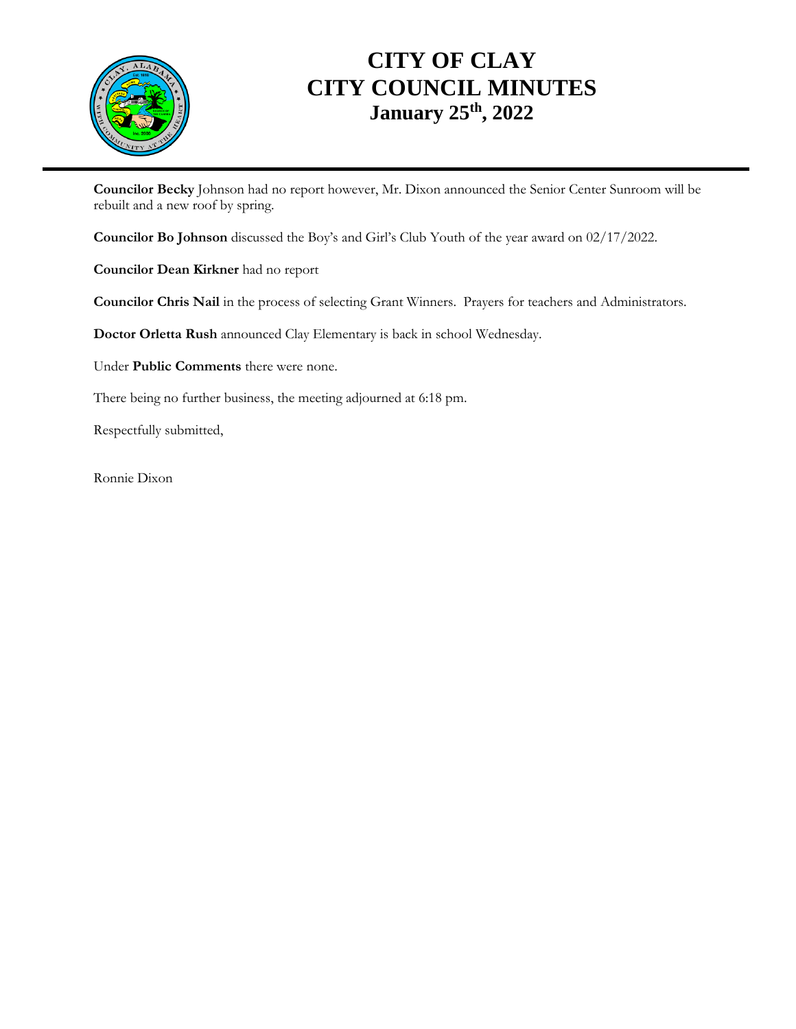# CITY OF CLAY
# CITY COUNCIL MINUTES
## January 25th, 2022

**Councilor Becky** Johnson had no report however, Mr. Dixon announced the Senior Center Sunroom will be rebuilt and a new roof by spring.

**Councilor Bo Johnson** discussed the Boy's and Girl's Club Youth of the year award on 02/17/2022.

**Councilor Dean Kirkner** had no report

**Councilor Chris Nail** in the process of selecting Grant Winners. Prayers for teachers and Administrators.

**Doctor Orletta Rush** announced Clay Elementary is back in school Wednesday.

Under **Public Comments** there were none.

There being no further business, the meeting adjourned at 6:18 pm.

Respectfully submitted,

Ronnie Dixon